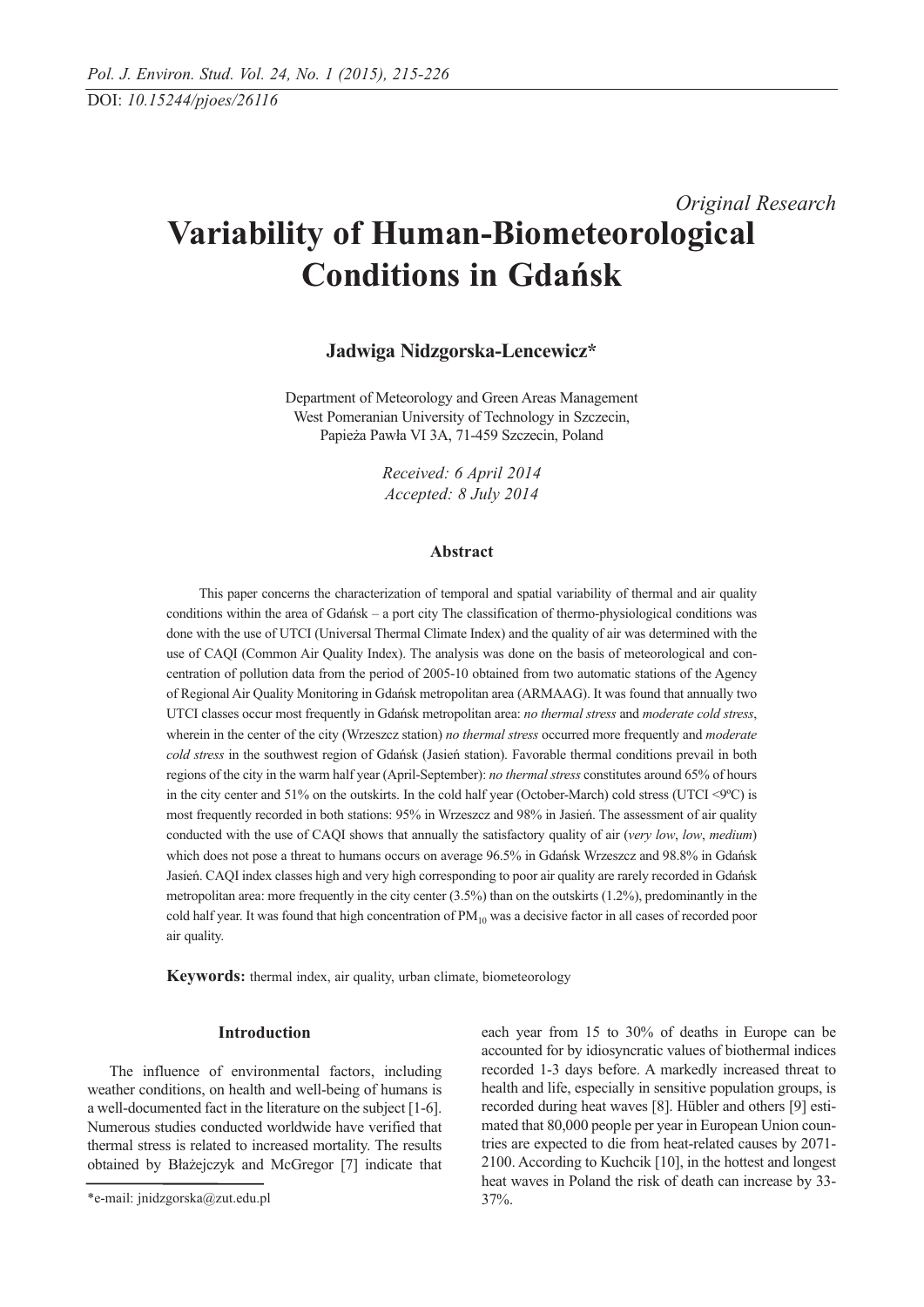DOI: *10.15244/pjoes/26116*

*Original Research*

# Variability of Human-Biometeorological Conditions in Gdańsk

**Jadwiga Nidzgorska-Lencewicz***

Department of Meteorology and Green Areas Management
West Pomeranian University of Technology in Szczecin,
Papieża Pawła VI 3A, 71-459 Szczecin, Poland

*Received: 6 April 2014*
*Accepted: 8 July 2014*

### Abstract

This paper concerns the characterization of temporal and spatial variability of thermal and air quality conditions within the area of Gdańsk – a port city The classification of thermo-physiological conditions was done with the use of UTCI (Universal Thermal Climate Index) and the quality of air was determined with the use of CAQI (Common Air Quality Index). The analysis was done on the basis of meteorological and concentration of pollution data from the period of 2005-10 obtained from two automatic stations of the Agency of Regional Air Quality Monitoring in Gdańsk metropolitan area (ARMAAG). It was found that annually two UTCI classes occur most frequently in Gdańsk metropolitan area: *no thermal stress* and *moderate cold stress*, wherein in the center of the city (Wrzeszcz station) *no thermal stress* occurred more frequently and *moderate cold stress* in the southwest region of Gdańsk (Jasień station). Favorable thermal conditions prevail in both regions of the city in the warm half year (April-September): *no thermal stress* constitutes around 65% of hours in the city center and 51% on the outskirts. In the cold half year (October-March) cold stress (UTCI <9ºC) is most frequently recorded in both stations: 95% in Wrzeszcz and 98% in Jasień. The assessment of air quality conducted with the use of CAQI shows that annually the satisfactory quality of air (*very low*, *low*, *medium*) which does not pose a threat to humans occurs on average 96.5% in Gdańsk Wrzeszcz and 98.8% in Gdańsk Jasień. CAQI index classes high and very high corresponding to poor air quality are rarely recorded in Gdańsk metropolitan area: more frequently in the city center (3.5%) than on the outskirts (1.2%), predominantly in the cold half year. It was found that high concentration of $PM_{10}$ was a decisive factor in all cases of recorded poor air quality.

**Keywords:** thermal index, air quality, urban climate, biometeorology

### Introduction

The influence of environmental factors, including weather conditions, on health and well-being of humans is a well-documented fact in the literature on the subject [1-6]. Numerous studies conducted worldwide have verified that thermal stress is related to increased mortality. The results obtained by Błażejczyk and McGregor [7] indicate that each year from 15 to 30% of deaths in Europe can be accounted for by idiosyncratic values of biothermal indices recorded 1-3 days before. A markedly increased threat to health and life, especially in sensitive population groups, is recorded during heat waves [8]. Hübler and others [9] estimated that 80,000 people per year in European Union countries are expected to die from heat-related causes by 2071-2100. According to Kuchcik [10], in the hottest and longest heat waves in Poland the risk of death can increase by 33-37%.

*e-mail: jnidzgorska@zut.edu.pl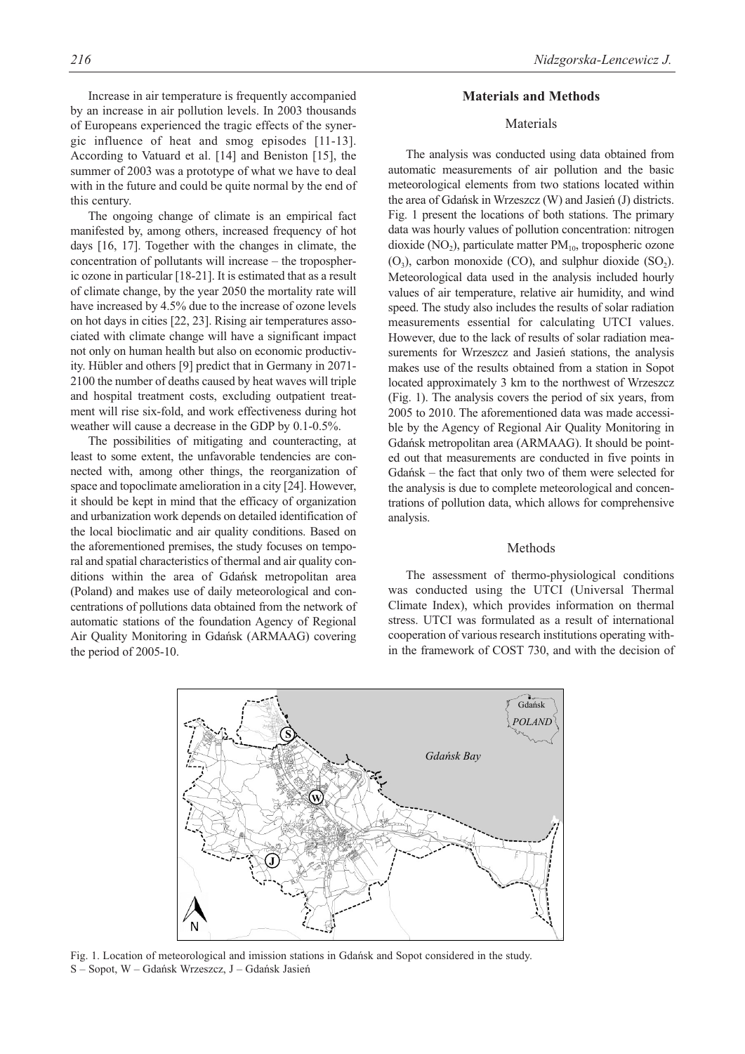Increase in air temperature is frequently accompanied by an increase in air pollution levels. In 2003 thousands of Europeans experienced the tragic effects of the synergic influence of heat and smog episodes [11-13]. According to Vatuard et al. [14] and Beniston [15], the summer of 2003 was a prototype of what we have to deal with in the future and could be quite normal by the end of this century.

The ongoing change of climate is an empirical fact manifested by, among others, increased frequency of hot days [16, 17]. Together with the changes in climate, the concentration of pollutants will increase – the tropospheric ozone in particular [18-21]. It is estimated that as a result of climate change, by the year 2050 the mortality rate will have increased by 4.5% due to the increase of ozone levels on hot days in cities [22, 23]. Rising air temperatures associated with climate change will have a significant impact not only on human health but also on economic productivity. Hübler and others [9] predict that in Germany in 2071-2100 the number of deaths caused by heat waves will triple and hospital treatment costs, excluding outpatient treatment will rise six-fold, and work effectiveness during hot weather will cause a decrease in the GDP by 0.1-0.5%.

The possibilities of mitigating and counteracting, at least to some extent, the unfavorable tendencies are connected with, among other things, the reorganization of space and topoclimate amelioration in a city [24]. However, it should be kept in mind that the efficacy of organization and urbanization work depends on detailed identification of the local bioclimatic and air quality conditions. Based on the aforementioned premises, the study focuses on temporal and spatial characteristics of thermal and air quality conditions within the area of Gdańsk metropolitan area (Poland) and makes use of daily meteorological and concentrations of pollutions data obtained from the network of automatic stations of the foundation Agency of Regional Air Quality Monitoring in Gdańsk (ARMAAG) covering the period of 2005-10.

## Materials and Methods

### Materials

The analysis was conducted using data obtained from automatic measurements of air pollution and the basic meteorological elements from two stations located within the area of Gdańsk in Wrzeszcz (W) and Jasień (J) districts. Fig. 1 present the locations of both stations. The primary data was hourly values of pollution concentration: nitrogen dioxide ($NO_2$), particulate matter $PM_{10}$, tropospheric ozone ($O_3$), carbon monoxide (CO), and sulphur dioxide ($SO_2$). Meteorological data used in the analysis included hourly values of air temperature, relative air humidity, and wind speed. The study also includes the results of solar radiation measurements essential for calculating UTCI values. However, due to the lack of results of solar radiation measurements for Wrzeszcz and Jasień stations, the analysis makes use of the results obtained from a station in Sopot located approximately 3 km to the northwest of Wrzeszcz (Fig. 1). The analysis covers the period of six years, from 2005 to 2010. The aforementioned data was made accessible by the Agency of Regional Air Quality Monitoring in Gdańsk metropolitan area (ARMAAG). It should be pointed out that measurements are conducted in five points in Gdańsk – the fact that only two of them were selected for the analysis is due to complete meteorological and concentrations of pollution data, which allows for comprehensive analysis.

### Methods

The assessment of thermo-physiological conditions was conducted using the UTCI (Universal Thermal Climate Index), which provides information on thermal stress. UTCI was formulated as a result of international cooperation of various research institutions operating within the framework of COST 730, and with the decision of

Fig. 1. Location of meteorological and imission stations in Gdańsk and Sopot considered in the study. S – Sopot, W – Gdańsk Wrzeszcz, J – Gdańsk Jasień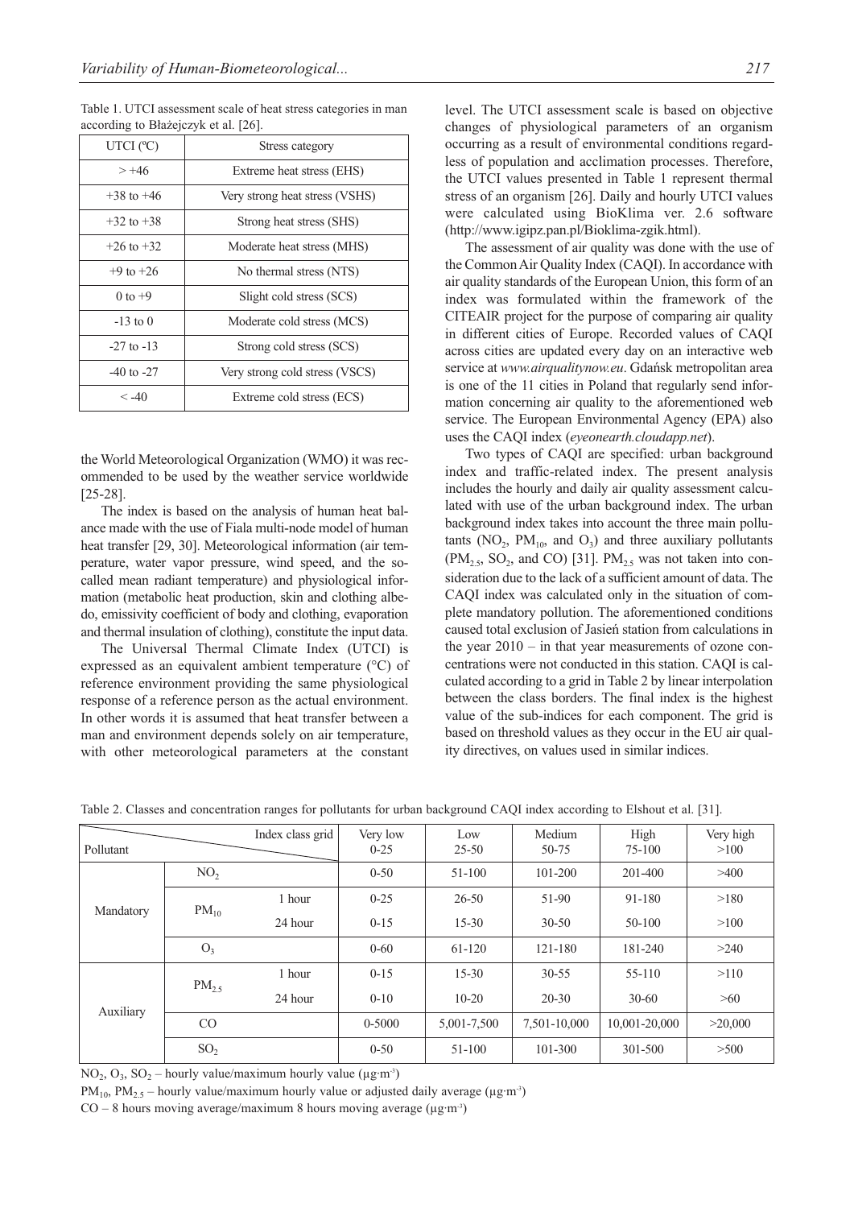Table 1. UTCI assessment scale of heat stress categories in man according to Błażejczyk et al. [26].

| UTCI (ºC) | Stress category |
|---|---|
| > +46 | Extreme heat stress (EHS) |
| +38 to +46 | Very strong heat stress (VSHS) |
| +32 to +38 | Strong heat stress (SHS) |
| +26 to +32 | Moderate heat stress (MHS) |
| +9 to +26 | No thermal stress (NTS) |
| 0 to +9 | Slight cold stress (SCS) |
| -13 to 0 | Moderate cold stress (MCS) |
| -27 to -13 | Strong cold stress (SCS) |
| -40 to -27 | Very strong cold stress (VSCS) |
| < -40 | Extreme cold stress (ECS) |

the World Meteorological Organization (WMO) it was recommended to be used by the weather service worldwide [25-28].

The index is based on the analysis of human heat balance made with the use of Fiala multi-node model of human heat transfer [29, 30]. Meteorological information (air temperature, water vapor pressure, wind speed, and the so-called mean radiant temperature) and physiological information (metabolic heat production, skin and clothing albedo, emissivity coefficient of body and clothing, evaporation and thermal insulation of clothing), constitute the input data.

The Universal Thermal Climate Index (UTCI) is expressed as an equivalent ambient temperature (°C) of reference environment providing the same physiological response of a reference person as the actual environment. In other words it is assumed that heat transfer between a man and environment depends solely on air temperature, with other meteorological parameters at the constant level. The UTCI assessment scale is based on objective changes of physiological parameters of an organism occurring as a result of environmental conditions regardless of population and acclimation processes. Therefore, the UTCI values presented in Table 1 represent thermal stress of an organism [26]. Daily and hourly UTCI values were calculated using BioKlima ver. 2.6 software (http://www.igipz.pan.pl/Bioklima-zgik.html).

The assessment of air quality was done with the use of the Common Air Quality Index (CAQI). In accordance with air quality standards of the European Union, this form of an index was formulated within the framework of the CITEAIR project for the purpose of comparing air quality in different cities of Europe. Recorded values of CAQI across cities are updated every day on an interactive web service at *www.airqualitynow.eu*. Gdańsk metropolitan area is one of the 11 cities in Poland that regularly send information concerning air quality to the aforementioned web service. The European Environmental Agency (EPA) also uses the CAQI index (*eyeonearth.cloudapp.net*).

Two types of CAQI are specified: urban background index and traffic-related index. The present analysis includes the hourly and daily air quality assessment calculated with use of the urban background index. The urban background index takes into account the three main pollutants ($NO_2$, $PM_{10}$, and $O_3$) and three auxiliary pollutants ($PM_{2.5}$, $SO_2$, and CO) [31]. $PM_{2.5}$ was not taken into consideration due to the lack of a sufficient amount of data. The CAQI index was calculated only in the situation of complete mandatory pollution. The aforementioned conditions caused total exclusion of Jasień station from calculations in the year 2010 – in that year measurements of ozone concentrations were not conducted in this station. CAQI is calculated according to a grid in Table 2 by linear interpolation between the class borders. The final index is the highest value of the sub-indices for each component. The grid is based on threshold values as they occur in the EU air quality directives, on values used in similar indices.

Table 2. Classes and concentration ranges for pollutants for urban background CAQI index according to Elshout et al. [31].

| Pollutant | | Index class grid | Very low 0-25 | Low 25-50 | Medium 50-75 | High 75-100 | Very high >100 |
|---|---|---|---|---|---|---|---|
| Mandatory | $NO_2$ | | 0-50 | 51-100 | 101-200 | 201-400 | >400 |
| | $PM_{10}$ | 1 hour | 0-25 | 26-50 | 51-90 | 91-180 | >180 |
| | | 24 hour | 0-15 | 15-30 | 30-50 | 50-100 | >100 |
| | $O_3$ | | 0-60 | 61-120 | 121-180 | 181-240 | >240 |
| Auxiliary | $PM_{2.5}$ | 1 hour | 0-15 | 15-30 | 30-55 | 55-110 | >110 |
| | | 24 hour | 0-10 | 10-20 | 20-30 | 30-60 | >60 |
| | CO | | 0-5000 | 5,001-7,500 | 7,501-10,000 | 10,001-20,000 | >20,000 |
| | $SO_2$ | | 0-50 | 51-100 | 101-300 | 301-500 | >500 |

$NO_2$, $O_3$, $SO_2$ – hourly value/maximum hourly value ($\mu g \cdot m^{-3}$)

$PM_{10}$, $PM_{2.5}$ – hourly value/maximum hourly value or adjusted daily average ($\mu g \cdot m^{-3}$)

CO – 8 hours moving average/maximum 8 hours moving average ($\mu g \cdot m^{-3}$)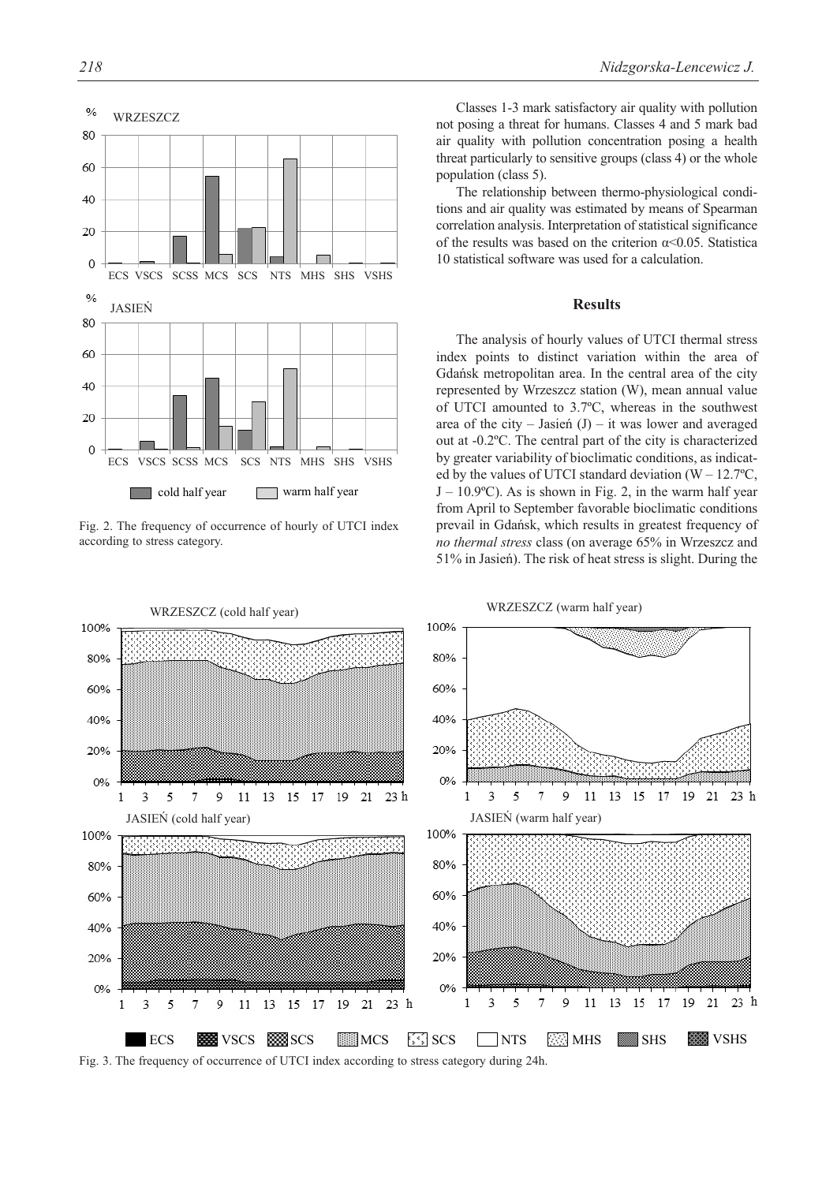Fig. 2. The frequency of occurrence of hourly of UTCI index according to stress category.

Classes 1-3 mark satisfactory air quality with pollution not posing a threat for humans. Classes 4 and 5 mark bad air quality with pollution concentration posing a health threat particularly to sensitive groups (class 4) or the whole population (class 5).

The relationship between thermo-physiological conditions and air quality was estimated by means of Spearman correlation analysis. Interpretation of statistical significance of the results was based on the criterion $\alpha<0.05$. Statistica 10 statistical software was used for a calculation.

## Results

The analysis of hourly values of UTCI thermal stress index points to distinct variation within the area of Gdańsk metropolitan area. In the central area of the city represented by Wrzeszcz station (W), mean annual value of UTCI amounted to 3.7ºC, whereas in the southwest area of the city – Jasień (J) – it was lower and averaged out at -0.2ºC. The central part of the city is characterized by greater variability of bioclimatic conditions, as indicated by the values of UTCI standard deviation (W – 12.7ºC, J – 10.9ºC). As is shown in Fig. 2, in the warm half year from April to September favorable bioclimatic conditions prevail in Gdańsk, which results in greatest frequency of *no thermal stress* class (on average 65% in Wrzeszcz and 51% in Jasień). The risk of heat stress is slight. During the

Fig. 3. The frequency of occurrence of UTCI index according to stress category during 24h.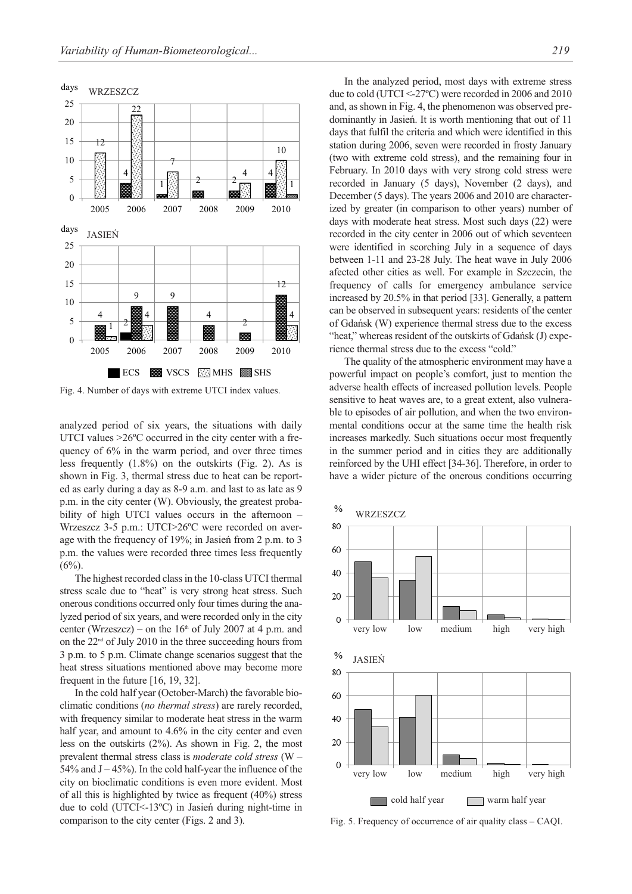Fig. 4. Number of days with extreme UTCI index values.

analyzed period of six years, the situations with daily UTCI values >26ºC occurred in the city center with a frequency of 6% in the warm period, and over three times less frequently (1.8%) on the outskirts (Fig. 2). As is shown in Fig. 3, thermal stress due to heat can be reported as early during a day as 8-9 a.m. and last to as late as 9 p.m. in the city center (W). Obviously, the greatest probability of high UTCI values occurs in the afternoon – Wrzeszcz 3-5 p.m.: UTCI>26ºC were recorded on average with the frequency of 19%; in Jasień from 2 p.m. to 3 p.m. the values were recorded three times less frequently (6%).

The highest recorded class in the 10-class UTCI thermal stress scale due to "heat" is very strong heat stress. Such onerous conditions occurred only four times during the analyzed period of six years, and were recorded only in the city center (Wrzeszcz) – on the 16th of July 2007 at 4 p.m. and on the 22nd of July 2010 in the three succeeding hours from 3 p.m. to 5 p.m. Climate change scenarios suggest that the heat stress situations mentioned above may become more frequent in the future [16, 19, 32].

In the cold half year (October-March) the favorable bioclimatic conditions (*no thermal stress*) are rarely recorded, with frequency similar to moderate heat stress in the warm half year, and amount to 4.6% in the city center and even less on the outskirts (2%). As shown in Fig. 2, the most prevalent thermal stress class is *moderate cold stress* (W – 54% and J – 45%). In the cold half-year the influence of the city on bioclimatic conditions is even more evident. Most of all this is highlighted by twice as frequent (40%) stress due to cold (UTCI<-13ºC) in Jasień during night-time in comparison to the city center (Figs. 2 and 3).

In the analyzed period, most days with extreme stress due to cold (UTCI <-27ºC) were recorded in 2006 and 2010 and, as shown in Fig. 4, the phenomenon was observed predominantly in Jasień. It is worth mentioning that out of 11 days that fulfil the criteria and which were identified in this station during 2006, seven were recorded in frosty January (two with extreme cold stress), and the remaining four in February. In 2010 days with very strong cold stress were recorded in January (5 days), November (2 days), and December (5 days). The years 2006 and 2010 are characterized by greater (in comparison to other years) number of days with moderate heat stress. Most such days (22) were recorded in the city center in 2006 out of which seventeen were identified in scorching July in a sequence of days between 1-11 and 23-28 July. The heat wave in July 2006 afected other cities as well. For example in Szczecin, the frequency of calls for emergency ambulance service increased by 20.5% in that period [33]. Generally, a pattern can be observed in subsequent years: residents of the center of Gdańsk (W) experience thermal stress due to the excess "heat," whereas resident of the outskirts of Gdańsk (J) experience thermal stress due to the excess "cold."

The quality of the atmospheric environment may have a powerful impact on people's comfort, just to mention the adverse health effects of increased pollution levels. People sensitive to heat waves are, to a great extent, also vulnerable to episodes of air pollution, and when the two environmental conditions occur at the same time the health risk increases markedly. Such situations occur most frequently in the summer period and in cities they are additionally reinforced by the UHI effect [34-36]. Therefore, in order to have a wider picture of the onerous conditions occurring

Fig. 5. Frequency of occurrence of air quality class – CAQI.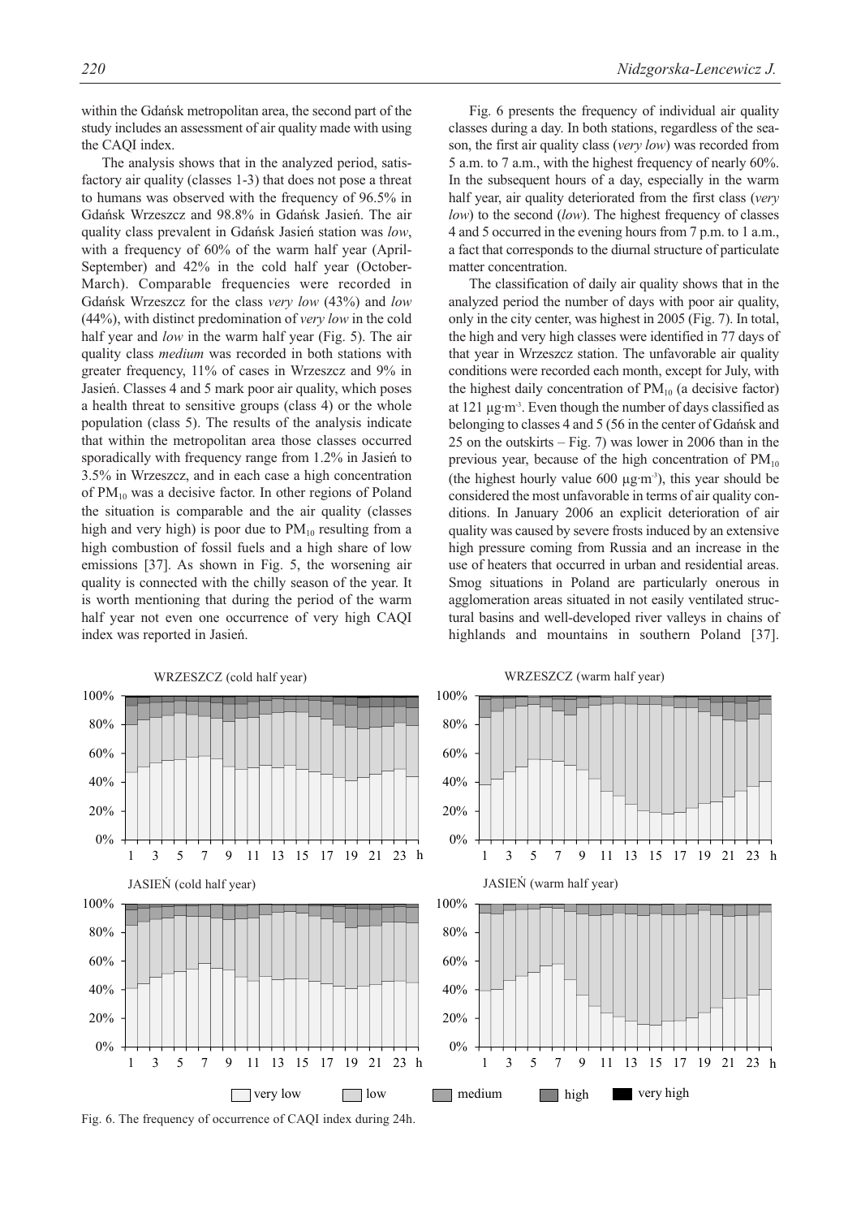within the Gdańsk metropolitan area, the second part of the study includes an assessment of air quality made with using the CAQI index.

The analysis shows that in the analyzed period, satisfactory air quality (classes 1-3) that does not pose a threat to humans was observed with the frequency of 96.5% in Gdańsk Wrzeszcz and 98.8% in Gdańsk Jasień. The air quality class prevalent in Gdańsk Jasień station was *low*, with a frequency of 60% of the warm half year (April-September) and 42% in the cold half year (October-March). Comparable frequencies were recorded in Gdańsk Wrzeszcz for the class *very low* (43%) and *low* (44%), with distinct predomination of *very low* in the cold half year and *low* in the warm half year (Fig. 5). The air quality class *medium* was recorded in both stations with greater frequency, 11% of cases in Wrzeszcz and 9% in Jasień. Classes 4 and 5 mark poor air quality, which poses a health threat to sensitive groups (class 4) or the whole population (class 5). The results of the analysis indicate that within the metropolitan area those classes occurred sporadically with frequency range from 1.2% in Jasień to 3.5% in Wrzeszcz, and in each case a high concentration of $PM_{10}$ was a decisive factor. In other regions of Poland the situation is comparable and the air quality (classes high and very high) is poor due to $PM_{10}$ resulting from a high combustion of fossil fuels and a high share of low emissions [37]. As shown in Fig. 5, the worsening air quality is connected with the chilly season of the year. It is worth mentioning that during the period of the warm half year not even one occurrence of very high CAQI index was reported in Jasień.

Fig. 6 presents the frequency of individual air quality classes during a day. In both stations, regardless of the season, the first air quality class (*very low*) was recorded from 5 a.m. to 7 a.m., with the highest frequency of nearly 60%. In the subsequent hours of a day, especially in the warm half year, air quality deteriorated from the first class (*very low*) to the second (*low*). The highest frequency of classes 4 and 5 occurred in the evening hours from 7 p.m. to 1 a.m., a fact that corresponds to the diurnal structure of particulate matter concentration.

The classification of daily air quality shows that in the analyzed period the number of days with poor air quality, only in the city center, was highest in 2005 (Fig. 7). In total, the high and very high classes were identified in 77 days of that year in Wrzeszcz station. The unfavorable air quality conditions were recorded each month, except for July, with the highest daily concentration of $PM_{10}$ (a decisive factor) at 121 $\mu g \cdot m^{-3}$. Even though the number of days classified as belonging to classes 4 and 5 (56 in the center of Gdańsk and 25 on the outskirts – Fig. 7) was lower in 2006 than in the previous year, because of the high concentration of $PM_{10}$ (the highest hourly value 600 $\mu g \cdot m^{-3}$), this year should be considered the most unfavorable in terms of air quality conditions. In January 2006 an explicit deterioration of air quality was caused by severe frosts induced by an extensive high pressure coming from Russia and an increase in the use of heaters that occurred in urban and residential areas. Smog situations in Poland are particularly onerous in agglomeration areas situated in not easily ventilated structural basins and well-developed river valleys in chains of highlands and mountains in southern Poland [37].

Fig. 6. The frequency of occurrence of CAQI index during 24h.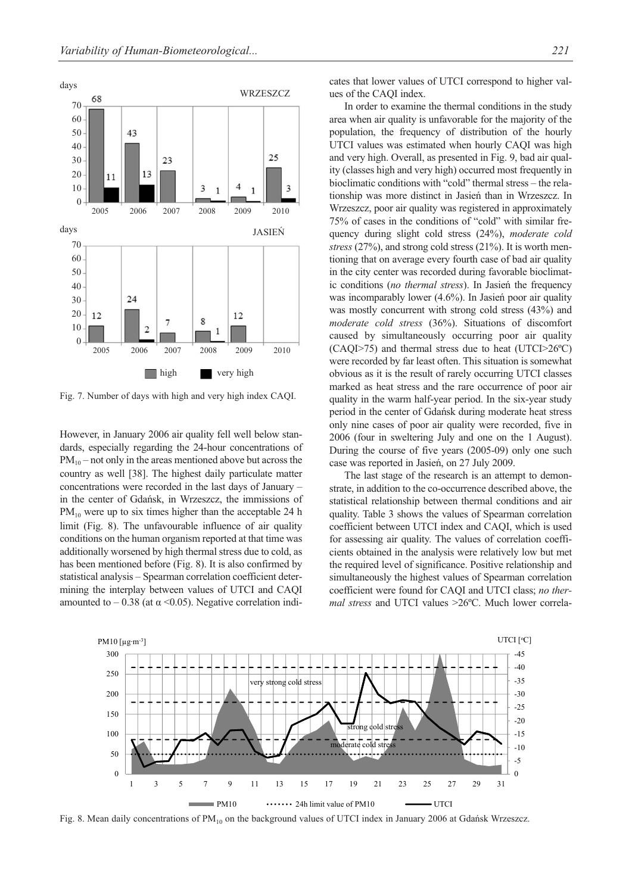Fig. 7. Number of days with high and very high index CAQI.

However, in January 2006 air quality fell well below standards, especially regarding the 24-hour concentrations of $PM_{10}$ – not only in the areas mentioned above but across the country as well [38]. The highest daily particulate matter concentrations were recorded in the last days of January – in the center of Gdańsk, in Wrzeszcz, the immissions of $PM_{10}$ were up to six times higher than the acceptable 24 h limit (Fig. 8). The unfavourable influence of air quality conditions on the human organism reported at that time was additionally worsened by high thermal stress due to cold, as has been mentioned before (Fig. 8). It is also confirmed by statistical analysis – Spearman correlation coefficient determining the interplay between values of UTCI and CAQI amounted to – 0.38 (at $\alpha < 0.05$). Negative correlation indicates that lower values of UTCI correspond to higher values of the CAQI index.

In order to examine the thermal conditions in the study area when air quality is unfavorable for the majority of the population, the frequency of distribution of the hourly UTCI values was estimated when hourly CAQI was high and very high. Overall, as presented in Fig. 9, bad air quality (classes high and very high) occurred most frequently in bioclimatic conditions with "cold" thermal stress – the relationship was more distinct in Jasień than in Wrzeszcz. In Wrzeszcz, poor air quality was registered in approximately 75% of cases in the conditions of "cold" with similar frequency during slight cold stress (24%), *moderate cold stress* (27%), and strong cold stress (21%). It is worth mentioning that on average every fourth case of bad air quality in the city center was recorded during favorable bioclimatic conditions (*no thermal stress*). In Jasień the frequency was incomparably lower (4.6%). In Jasień poor air quality was mostly concurrent with strong cold stress (43%) and *moderate cold stress* (36%). Situations of discomfort caused by simultaneously occurring poor air quality (CAQI>75) and thermal stress due to heat (UTCI>26ºC) were recorded by far least often. This situation is somewhat obvious as it is the result of rarely occurring UTCI classes marked as heat stress and the rare occurrence of poor air quality in the warm half-year period. In the six-year study period in the center of Gdańsk during moderate heat stress only nine cases of poor air quality were recorded, five in 2006 (four in sweltering July and one on the 1 August). During the course of five years (2005-09) only one such case was reported in Jasień, on 27 July 2009.

The last stage of the research is an attempt to demonstrate, in addition to the co-occurrence described above, the statistical relationship between thermal conditions and air quality. Table 3 shows the values of Spearman correlation coefficient between UTCI index and CAQI, which is used for assessing air quality. The values of correlation coefficients obtained in the analysis were relatively low but met the required level of significance. Positive relationship and simultaneously the highest values of Spearman correlation coefficient were found for CAQI and UTCI class; *no thermal stress* and UTCI values >26ºC. Much lower correla-

Fig. 8. Mean daily concentrations of $PM_{10}$ on the background values of UTCI index in January 2006 at Gdańsk Wrzeszcz.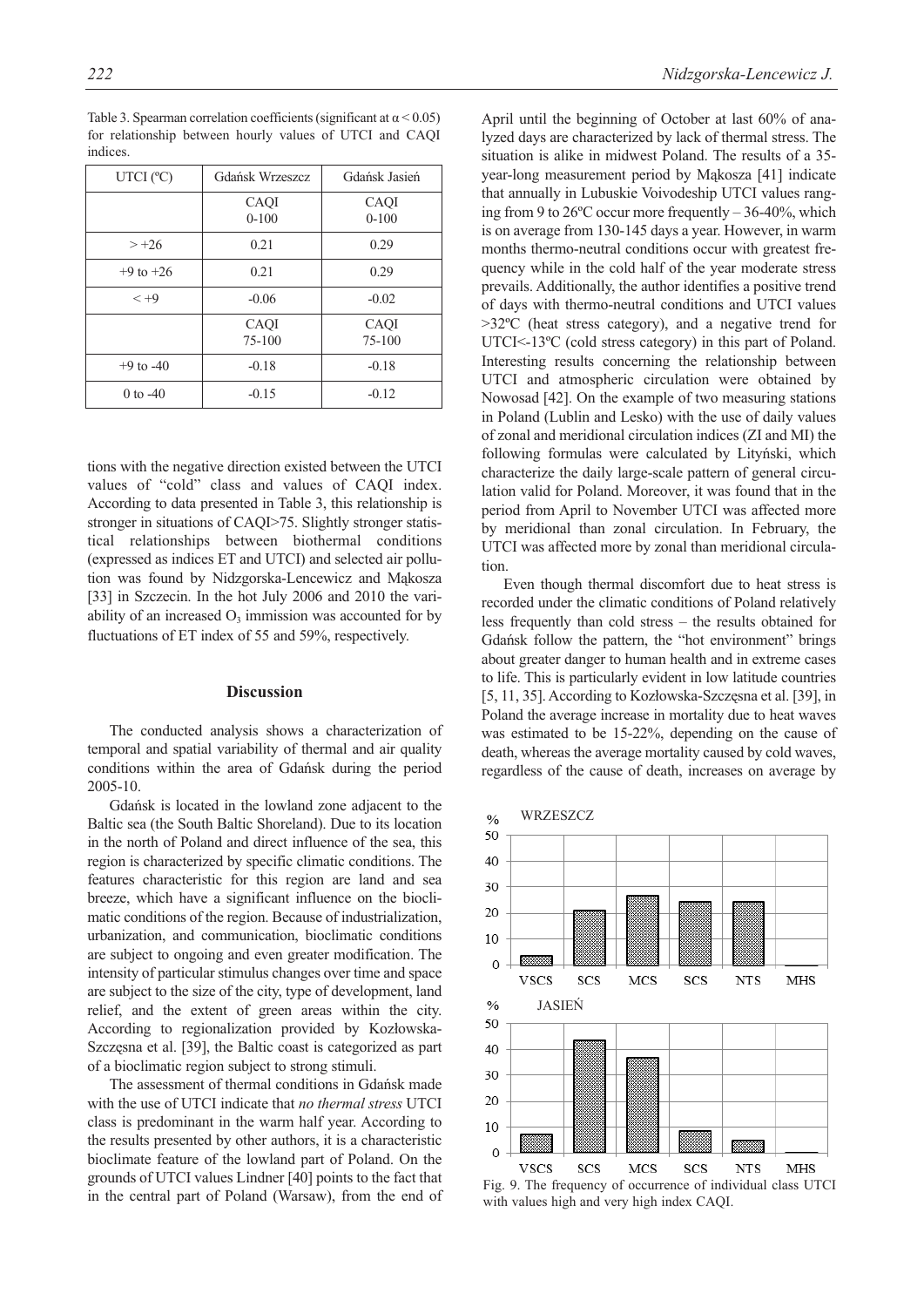Table 3. Spearman correlation coefficients (significant at $\alpha < 0.05$) for relationship between hourly values of UTCI and CAQI indices.

| UTCI (ºC) | Gdańsk Wrzeszcz | Gdańsk Jasień |
|---|---|---|
| | CAQI 0-100 | CAQI 0-100 |
| > +26 | 0.21 | 0.29 |
| +9 to +26 | 0.21 | 0.29 |
| < +9 | -0.06 | -0.02 |
| | CAQI 75-100 | CAQI 75-100 |
| +9 to -40 | -0.18 | -0.18 |
| 0 to -40 | -0.15 | -0.12 |

tions with the negative direction existed between the UTCI values of "cold" class and values of CAQI index. According to data presented in Table 3, this relationship is stronger in situations of CAQI>75. Slightly stronger statistical relationships between biothermal conditions (expressed as indices ET and UTCI) and selected air pollution was found by Nidzgorska-Lencewicz and Mąkosza [33] in Szczecin. In the hot July 2006 and 2010 the variability of an increased $O_3$ immission was accounted for by fluctuations of ET index of 55 and 59%, respectively.

## Discussion

The conducted analysis shows a characterization of temporal and spatial variability of thermal and air quality conditions within the area of Gdańsk during the period 2005-10.

Gdańsk is located in the lowland zone adjacent to the Baltic sea (the South Baltic Shoreland). Due to its location in the north of Poland and direct influence of the sea, this region is characterized by specific climatic conditions. The features characteristic for this region are land and sea breeze, which have a significant influence on the bioclimatic conditions of the region. Because of industrialization, urbanization, and communication, bioclimatic conditions are subject to ongoing and even greater modification. The intensity of particular stimulus changes over time and space are subject to the size of the city, type of development, land relief, and the extent of green areas within the city. According to regionalization provided by Kozłowska-Szczęsna et al. [39], the Baltic coast is categorized as part of a bioclimatic region subject to strong stimuli.

The assessment of thermal conditions in Gdańsk made with the use of UTCI indicate that *no thermal stress* UTCI class is predominant in the warm half year. According to the results presented by other authors, it is a characteristic bioclimate feature of the lowland part of Poland. On the grounds of UTCI values Lindner [40] points to the fact that in the central part of Poland (Warsaw), from the end of April until the beginning of October at last 60% of analyzed days are characterized by lack of thermal stress. The situation is alike in midwest Poland. The results of a 35-year-long measurement period by Mąkosza [41] indicate that annually in Lubuskie Voivodeship UTCI values ranging from 9 to 26ºC occur more frequently – 36-40%, which is on average from 130-145 days a year. However, in warm months thermo-neutral conditions occur with greatest frequency while in the cold half of the year moderate stress prevails. Additionally, the author identifies a positive trend of days with thermo-neutral conditions and UTCI values >32ºC (heat stress category), and a negative trend for UTCI<-13ºC (cold stress category) in this part of Poland. Interesting results concerning the relationship between UTCI and atmospheric circulation were obtained by Nowosad [42]. On the example of two measuring stations in Poland (Lublin and Lesko) with the use of daily values of zonal and meridional circulation indices (ZI and MI) the following formulas were calculated by Lityński, which characterize the daily large-scale pattern of general circulation valid for Poland. Moreover, it was found that in the period from April to November UTCI was affected more by meridional than zonal circulation. In February, the UTCI was affected more by zonal than meridional circulation.

Even though thermal discomfort due to heat stress is recorded under the climatic conditions of Poland relatively less frequently than cold stress – the results obtained for Gdańsk follow the pattern, the "hot environment" brings about greater danger to human health and in extreme cases to life. This is particularly evident in low latitude countries [5, 11, 35]. According to Kozłowska-Szczęsna et al. [39], in Poland the average increase in mortality due to heat waves was estimated to be 15-22%, depending on the cause of death, whereas the average mortality caused by cold waves, regardless of the cause of death, increases on average by

Fig. 9. The frequency of occurrence of individual class UTCI with values high and very high index CAQI.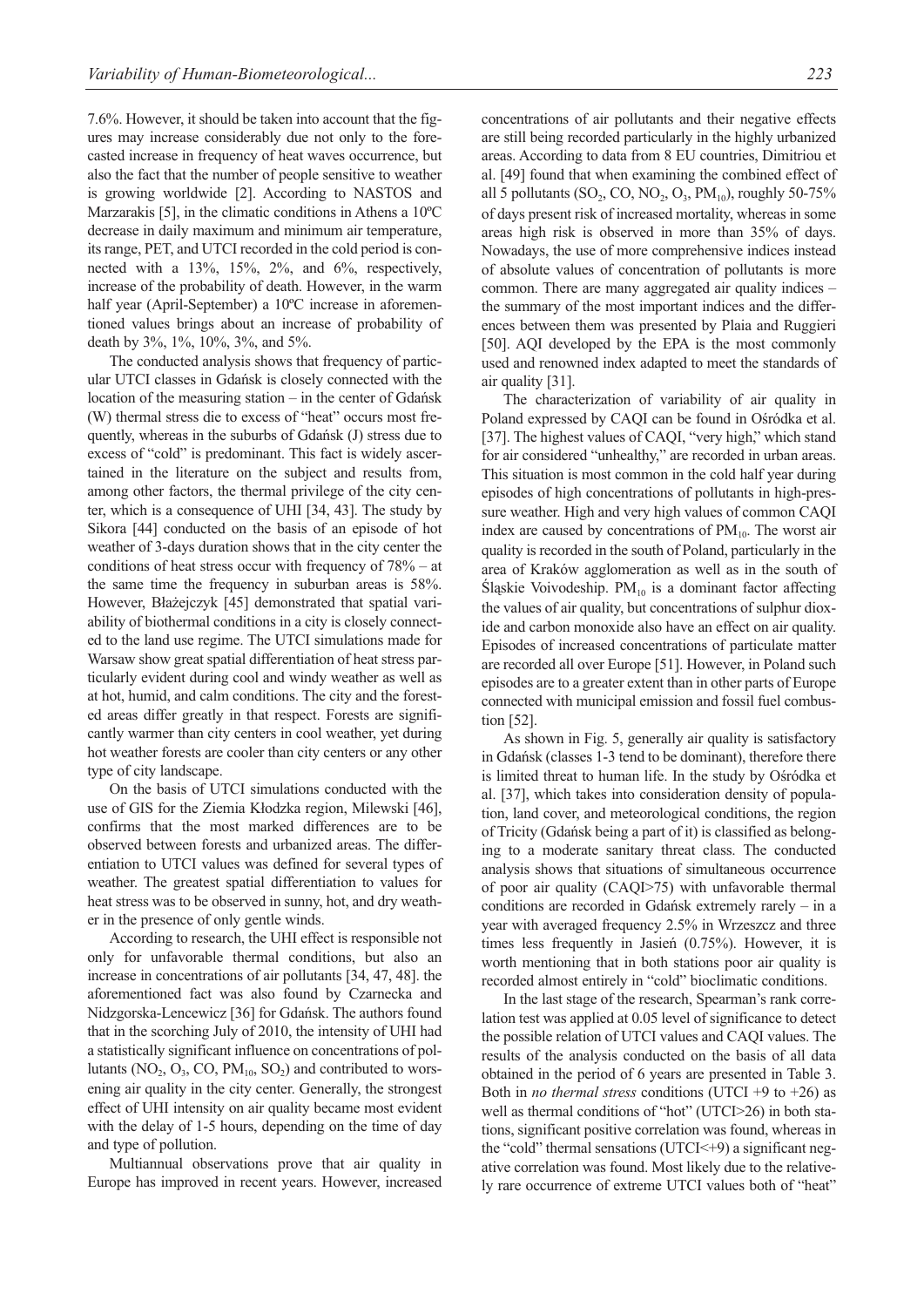7.6%. However, it should be taken into account that the figures may increase considerably due not only to the forecasted increase in frequency of heat waves occurrence, but also the fact that the number of people sensitive to weather is growing worldwide [2]. According to NASTOS and Marzarakis [5], in the climatic conditions in Athens a 10ºC decrease in daily maximum and minimum air temperature, its range, PET, and UTCI recorded in the cold period is connected with a 13%, 15%, 2%, and 6%, respectively, increase of the probability of death. However, in the warm half year (April-September) a 10ºC increase in aforementioned values brings about an increase of probability of death by 3%, 1%, 10%, 3%, and 5%.

The conducted analysis shows that frequency of particular UTCI classes in Gdańsk is closely connected with the location of the measuring station – in the center of Gdańsk (W) thermal stress die to excess of "heat" occurs most frequently, whereas in the suburbs of Gdańsk (J) stress due to excess of "cold" is predominant. This fact is widely ascertained in the literature on the subject and results from, among other factors, the thermal privilege of the city center, which is a consequence of UHI [34, 43]. The study by Sikora [44] conducted on the basis of an episode of hot weather of 3-days duration shows that in the city center the conditions of heat stress occur with frequency of 78% – at the same time the frequency in suburban areas is 58%. However, Błażejczyk [45] demonstrated that spatial variability of biothermal conditions in a city is closely connected to the land use regime. The UTCI simulations made for Warsaw show great spatial differentiation of heat stress particularly evident during cool and windy weather as well as at hot, humid, and calm conditions. The city and the forested areas differ greatly in that respect. Forests are significantly warmer than city centers in cool weather, yet during hot weather forests are cooler than city centers or any other type of city landscape.

On the basis of UTCI simulations conducted with the use of GIS for the Ziemia Kłodzka region, Milewski [46], confirms that the most marked differences are to be observed between forests and urbanized areas. The differentiation to UTCI values was defined for several types of weather. The greatest spatial differentiation to values for heat stress was to be observed in sunny, hot, and dry weather in the presence of only gentle winds.

According to research, the UHI effect is responsible not only for unfavorable thermal conditions, but also an increase in concentrations of air pollutants [34, 47, 48]. the aforementioned fact was also found by Czarnecka and Nidzgorska-Lencewicz [36] for Gdańsk. The authors found that in the scorching July of 2010, the intensity of UHI had a statistically significant influence on concentrations of pollutants ($NO_2$, $O_3$, CO, $PM_{10}$, $SO_2$) and contributed to worsening air quality in the city center. Generally, the strongest effect of UHI intensity on air quality became most evident with the delay of 1-5 hours, depending on the time of day and type of pollution.

Multiannual observations prove that air quality in Europe has improved in recent years. However, increased concentrations of air pollutants and their negative effects are still being recorded particularly in the highly urbanized areas. According to data from 8 EU countries, Dimitriou et al. [49] found that when examining the combined effect of all 5 pollutants ($SO_2$, CO, $NO_2$, $O_3$, $PM_{10}$), roughly 50-75% of days present risk of increased mortality, whereas in some areas high risk is observed in more than 35% of days. Nowadays, the use of more comprehensive indices instead of absolute values of concentration of pollutants is more common. There are many aggregated air quality indices – the summary of the most important indices and the differences between them was presented by Plaia and Ruggieri [50]. AQI developed by the EPA is the most commonly used and renowned index adapted to meet the standards of air quality [31].

The characterization of variability of air quality in Poland expressed by CAQI can be found in Ośródka et al. [37]. The highest values of CAQI, "very high," which stand for air considered "unhealthy," are recorded in urban areas. This situation is most common in the cold half year during episodes of high concentrations of pollutants in high-pressure weather. High and very high values of common CAQI index are caused by concentrations of $PM_{10}$. The worst air quality is recorded in the south of Poland, particularly in the area of Kraków agglomeration as well as in the south of Śląskie Voivodeship. $PM_{10}$ is a dominant factor affecting the values of air quality, but concentrations of sulphur dioxide and carbon monoxide also have an effect on air quality. Episodes of increased concentrations of particulate matter are recorded all over Europe [51]. However, in Poland such episodes are to a greater extent than in other parts of Europe connected with municipal emission and fossil fuel combustion [52].

As shown in Fig. 5, generally air quality is satisfactory in Gdańsk (classes 1-3 tend to be dominant), therefore there is limited threat to human life. In the study by Ośródka et al. [37], which takes into consideration density of population, land cover, and meteorological conditions, the region of Tricity (Gdańsk being a part of it) is classified as belonging to a moderate sanitary threat class. The conducted analysis shows that situations of simultaneous occurrence of poor air quality (CAQI>75) with unfavorable thermal conditions are recorded in Gdańsk extremely rarely – in a year with averaged frequency 2.5% in Wrzeszcz and three times less frequently in Jasień (0.75%). However, it is worth mentioning that in both stations poor air quality is recorded almost entirely in "cold" bioclimatic conditions.

In the last stage of the research, Spearman's rank correlation test was applied at 0.05 level of significance to detect the possible relation of UTCI values and CAQI values. The results of the analysis conducted on the basis of all data obtained in the period of 6 years are presented in Table 3. Both in *no thermal stress* conditions (UTCI +9 to +26) as well as thermal conditions of "hot" (UTCI>26) in both stations, significant positive correlation was found, whereas in the "cold" thermal sensations (UTCI<+9) a significant negative correlation was found. Most likely due to the relatively rare occurrence of extreme UTCI values both of "heat"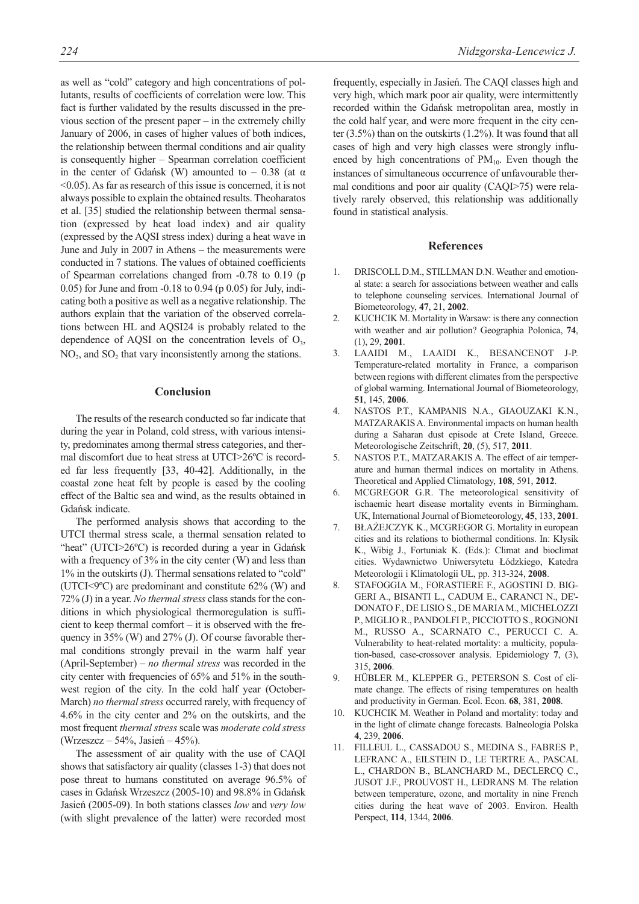as well as "cold" category and high concentrations of pollutants, results of coefficients of correlation were low. This fact is further validated by the results discussed in the previous section of the present paper – in the extremely chilly January of 2006, in cases of higher values of both indices, the relationship between thermal conditions and air quality is consequently higher – Spearman correlation coefficient in the center of Gdańsk (W) amounted to – 0.38 (at $\alpha < 0.05$). As far as research of this issue is concerned, it is not always possible to explain the obtained results. Theoharatos et al. [35] studied the relationship between thermal sensation (expressed by heat load index) and air quality (expressed by the AQSI stress index) during a heat wave in June and July in 2007 in Athens – the measurements were conducted in 7 stations. The values of obtained coefficients of Spearman correlations changed from -0.78 to 0.19 (p 0.05) for June and from -0.18 to 0.94 (p 0.05) for July, indicating both a positive as well as a negative relationship. The authors explain that the variation of the observed correlations between HL and AQSI24 is probably related to the dependence of AQSI on the concentration levels of $O_3$, $NO_2$, and $SO_2$ that vary inconsistently among the stations.

## Conclusion

The results of the research conducted so far indicate that during the year in Poland, cold stress, with various intensity, predominates among thermal stress categories, and thermal discomfort due to heat stress at UTCI>26ºC is recorded far less frequently [33, 40-42]. Additionally, in the coastal zone heat felt by people is eased by the cooling effect of the Baltic sea and wind, as the results obtained in Gdańsk indicate.

The performed analysis shows that according to the UTCI thermal stress scale, a thermal sensation related to "heat" (UTCI>26ºC) is recorded during a year in Gdańsk with a frequency of 3% in the city center (W) and less than 1% in the outskirts (J). Thermal sensations related to "cold" (UTCI<9ºC) are predominant and constitute 62% (W) and 72% (J) in a year. *No thermal stress* class stands for the conditions in which physiological thermoregulation is sufficient to keep thermal comfort – it is observed with the frequency in 35% (W) and 27% (J). Of course favorable thermal conditions strongly prevail in the warm half year (April-September) – *no thermal stress* was recorded in the city center with frequencies of 65% and 51% in the southwest region of the city. In the cold half year (October-March) *no thermal stress* occurred rarely, with frequency of 4.6% in the city center and 2% on the outskirts, and the most frequent *thermal stress* scale was *moderate cold stress* (Wrzeszcz – 54%, Jasień – 45%).

The assessment of air quality with the use of CAQI shows that satisfactory air quality (classes 1-3) that does not pose threat to humans constituted on average 96.5% of cases in Gdańsk Wrzeszcz (2005-10) and 98.8% in Gdańsk Jasień (2005-09). In both stations classes *low* and *very low* (with slight prevalence of the latter) were recorded most frequently, especially in Jasień. The CAQI classes high and very high, which mark poor air quality, were intermittently recorded within the Gdańsk metropolitan area, mostly in the cold half year, and were more frequent in the city center (3.5%) than on the outskirts (1.2%). It was found that all cases of high and very high classes were strongly influenced by high concentrations of $PM_{10}$. Even though the instances of simultaneous occurrence of unfavourable thermal conditions and poor air quality (CAQI>75) were relatively rarely observed, this relationship was additionally found in statistical analysis.

## References

1. DRISCOLL D.M., STILLMAN D.N. Weather and emotional state: a search for associations between weather and calls to telephone counseling services. International Journal of Biometeorology, **47**, 21, **2002**.
2. KUCHCIK M. Mortality in Warsaw: is there any connection with weather and air pollution? Geographia Polonica, **74**, (1), 29, **2001**.
3. LAAIDI M., LAAIDI K., BESANCENOT J-P. Temperature-related mortality in France, a comparison between regions with different climates from the perspective of global warming. International Journal of Biometeorology, **51**, 145, **2006**.
4. NASTOS P.T., KAMPANIS N.A., GIAOUZAKI K.N., MATZARAKIS A. Environmental impacts on human health during a Saharan dust episode at Crete Island, Greece. Meteorologische Zeitschrift, **20**, (5), 517, **2011**.
5. NASTOS P.T., MATZARAKIS A. The effect of air temperature and human thermal indices on mortality in Athens. Theoretical and Applied Climatology, **108**, 591, **2012**.
6. MCGREGOR G.R. The meteorological sensitivity of ischaemic heart disease mortality events in Birmingham. UK, International Journal of Biometeorology, **45**, 133, **2001**.
7. BŁAŻEJCZYK K., MCGREGOR G. Mortality in european cities and its relations to biothermal conditions. In: Kłysik K., Wibig J., Fortuniak K. (Eds.): Climat and bioclimat cities. Wydawnictwo Uniwersytetu Łódzkiego, Katedra Meteorologii i Klimatologii UŁ, pp. 313-324, **2008**.
8. STAFOGGIA M., FORASTIERE F., AGOSTINI D. BIGGERI A., BISANTI L., CADUM E., CARANCI N., DE'-DONATO F., DE LISIO S., DE MARIA M., MICHELOZZI P., MIGLIO R., PANDOLFI P., PICCIOTTO S., ROGNONI M., RUSSO A., SCARNATO C., PERUCCI C. A. Vulnerability to heat-related mortality: a multicity, population-based, case-crossover analysis. Epidemiology **7**, (3), 315, **2006**.
9. HÜBLER M., KLEPPER G., PETERSON S. Cost of climate change. The effects of rising temperatures on health and productivity in German. Ecol. Econ. **68**, 381, **2008**.
10. KUCHCIK M. Weather in Poland and mortality: today and in the light of climate change forecasts. Balneologia Polska **4**, 239, **2006**.
11. FILLEUL L., CASSADOU S., MEDINA S., FABRES P., LEFRANC A., EILSTEIN D., LE TERTRE A., PASCAL L., CHARDON B., BLANCHARD M., DECLERCQ C., JUSOT J.F., PROUVOST H., LEDRANS M. The relation between temperature, ozone, and mortality in nine French cities during the heat wave of 2003. Environ. Health Perspect, **114**, 1344, **2006**.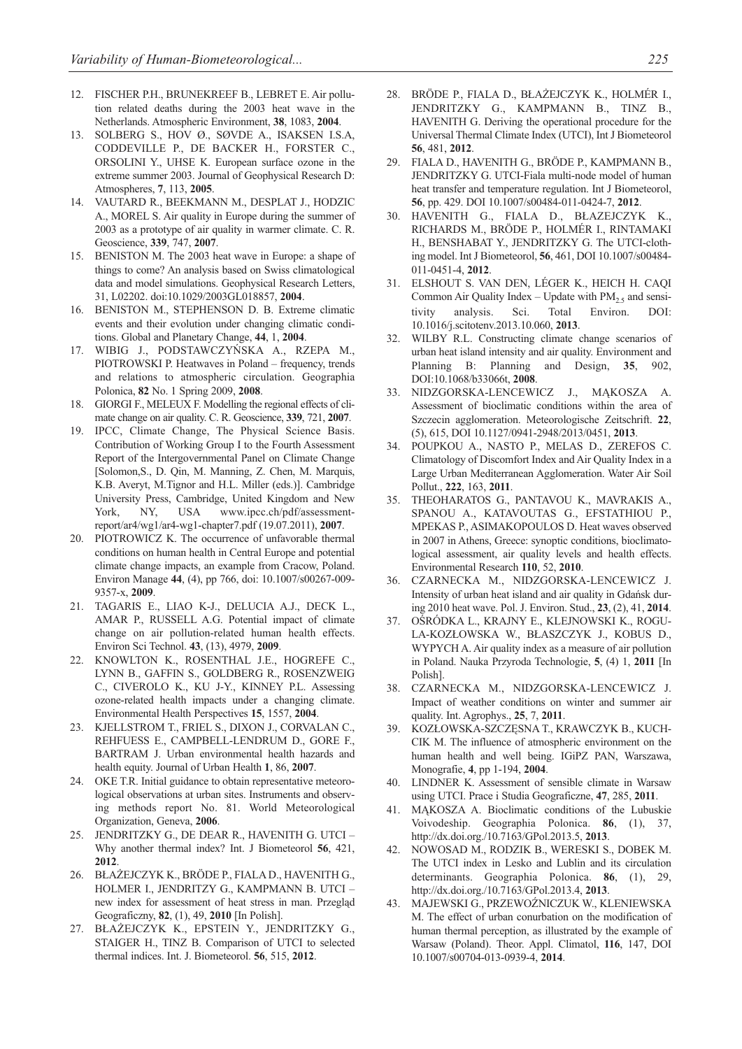12. FISCHER P.H., BRUNEKREEF B., LEBRET E. Air pollution related deaths during the 2003 heat wave in the Netherlands. Atmospheric Environment, **38**, 1083, **2004**.
13. SOLBERG S., HOV Ø., SØVDE A., ISAKSEN I.S.A, CODDEVILLE P., DE BACKER H., FORSTER C., ORSOLINI Y., UHSE K. European surface ozone in the extreme summer 2003. Journal of Geophysical Research D: Atmospheres, **7**, 113, **2005**.
14. VAUTARD R., BEEKMANN M., DESPLAT J., HODZIC A., MOREL S. Air quality in Europe during the summer of 2003 as a prototype of air quality in warmer climate. C. R. Geoscience, **339**, 747, **2007**.
15. BENISTON M. The 2003 heat wave in Europe: a shape of things to come? An analysis based on Swiss climatological data and model simulations. Geophysical Research Letters, 31, L02202. doi:10.1029/2003GL018857, **2004**.
16. BENISTON M., STEPHENSON D. B. Extreme climatic events and their evolution under changing climatic conditions. Global and Planetary Change, **44**, 1, **2004**.
17. WIBIG J., PODSTAWCZYŃSKA A., RZEPA M., PIOTROWSKI P. Heatwaves in Poland – frequency, trends and relations to atmospheric circulation. Geographia Polonica, **82** No. 1 Spring 2009, **2008**.
18. GIORGI F., MELEUX F. Modelling the regional effects of climate change on air quality. C. R. Geoscience, **339**, 721, **2007**.
19. IPCC, Climate Change, The Physical Science Basis. Contribution of Working Group I to the Fourth Assessment Report of the Intergovernmental Panel on Climate Change [Solomon,S., D. Qin, M. Manning, Z. Chen, M. Marquis, K.B. Averyt, M.Tignor and H.L. Miller (eds.)]. Cambridge University Press, Cambridge, United Kingdom and New York, NY, USA www.ipcc.ch/pdf/assessment-report/ar4/wg1/ar4-wg1-chapter7.pdf (19.07.2011), **2007**.
20. PIOTROWICZ K. The occurrence of unfavorable thermal conditions on human health in Central Europe and potential climate change impacts, an example from Cracow, Poland. Environ Manage **44**, (4), pp 766, doi: 10.1007/s00267-009-9357-x, **2009**.
21. TAGARIS E., LIAO K-J., DELUCIA A.J., DECK L., AMAR P., RUSSELL A.G. Potential impact of climate change on air pollution-related human health effects. Environ Sci Technol. **43**, (13), 4979, **2009**.
22. KNOWLTON K., ROSENTHAL J.E., HOGREFE C., LYNN B., GAFFIN S., GOLDBERG R., ROSENZWEIG C., CIVEROLO K., KU J-Y., KINNEY P.L. Assessing ozone-related health impacts under a changing climate. Environmental Health Perspectives **15**, 1557, **2004**.
23. KJELLSTROM T., FRIEL S., DIXON J., CORVALAN C., REHFUESS E., CAMPBELL-LENDRUM D., GORE F., BARTRAM J. Urban environmental health hazards and health equity. Journal of Urban Health **1**, 86, **2007**.
24. OKE T.R. Initial guidance to obtain representative meteorological observations at urban sites. Instruments and observing methods report No. 81. World Meteorological Organization, Geneva, **2006**.
25. JENDRITZKY G., DE DEAR R., HAVENITH G. UTCI – Why another thermal index? Int. J Biometeorol **56**, 421, **2012**.
26. BŁAŻEJCZYK K., BRÖDE P., FIALA D., HAVENITH G., HOLMER I., JENDRITZY G., KAMPMANN B. UTCI – new index for assessment of heat stress in man. Przegląd Geograficzny, **82**, (1), 49, **2010** [In Polish].
27. BŁAŻEJCZYK K., EPSTEIN Y., JENDRITZKY G., STAIGER H., TINZ B. Comparison of UTCI to selected thermal indices. Int. J. Biometeorol. **56**, 515, **2012**.
28. BRÖDE P., FIALA D., BŁAŻEJCZYK K., HOLMÉR I., JENDRITZKY G., KAMPMANN B., TINZ B., HAVENITH G. Deriving the operational procedure for the Universal Thermal Climate Index (UTCI), Int J Biometeorol **56**, 481, **2012**.
29. FIALA D., HAVENITH G., BRÖDE P., KAMPMANN B., JENDRITZKY G. UTCI-Fiala multi-node model of human heat transfer and temperature regulation. Int J Biometeorol, **56**, pp. 429. DOI 10.1007/s00484-011-0424-7, **2012**.
30. HAVENITH G., FIALA D., BŁAZEJCZYK K., RICHARDS M., BRÖDE P., HOLMÉR I., RINTAMAKI H., BENSHABAT Y., JENDRITZKY G. The UTCI-clothing model. Int J Biometeorol, **56**, 461, DOI 10.1007/s00484-011-0451-4, **2012**.
31. ELSHOUT S. VAN DEN, LÉGER K., HEICH H. CAQI Common Air Quality Index – Update with $PM_{2.5}$ and sensitivity analysis. Sci. Total Environ. DOI: 10.1016/j.scitotenv.2013.10.060, **2013**.
32. WILBY R.L. Constructing climate change scenarios of urban heat island intensity and air quality. Environment and Planning B: Planning and Design, **35**, 902, DOI:10.1068/b33066t, **2008**.
33. NIDZGORSKA-LENCEWICZ J., MĄKOSZA A. Assessment of bioclimatic conditions within the area of Szczecin agglomeration. Meteorologische Zeitschrift. **22**, (5), 615, DOI 10.1127/0941-2948/2013/0451, **2013**.
34. POUPKOU A., NASTO P., MELAS D., ZEREFOS C. Climatology of Discomfort Index and Air Quality Index in a Large Urban Mediterranean Agglomeration. Water Air Soil Pollut., **222**, 163, **2011**.
35. THEOHARATOS G., PANTAVOU K., MAVRAKIS A., SPANOU A., KATAVOUTAS G., EFSTATHIOU P., MPEKAS P., ASIMAKOPOULOS D. Heat waves observed in 2007 in Athens, Greece: synoptic conditions, bioclimatological assessment, air quality levels and health effects. Environmental Research **110**, 52, **2010**.
36. CZARNECKA M., NIDZGORSKA-LENCEWICZ J. Intensity of urban heat island and air quality in Gdańsk during 2010 heat wave. Pol. J. Environ. Stud., **23**, (2), 41, **2014**.
37. OŚRÓDKA L., KRAJNY E., KLEJNOWSKI K., ROGULA-KOZŁOWSKA W., BŁASZCZYK J., KOBUS D., WYPYCH A. Air quality index as a measure of air pollution in Poland. Nauka Przyroda Technologie, **5**, (4) 1, **2011** [In Polish].
38. CZARNECKA M., NIDZGORSKA-LENCEWICZ J. Impact of weather conditions on winter and summer air quality. Int. Agrophys., **25**, 7, **2011**.
39. KOZŁOWSKA-SZCZĘSNA T., KRAWCZYK B., KUCHCIK M. The influence of atmospheric environment on the human health and well being. IGiPZ PAN, Warszawa, Monografie, **4**, pp 1-194, **2004**.
40. LINDNER K. Assessment of sensible climate in Warsaw using UTCI. Prace i Studia Geograficzne, **47**, 285, **2011**.
41. MĄKOSZA A. Bioclimatic conditions of the Lubuskie Voivodeship. Geographia Polonica. **86**, (1), 37, http://dx.doi.org./10.7163/GPol.2013.5, **2013**.
42. NOWOSAD M., RODZIK B., WERESKI S., DOBEK M. The UTCI index in Lesko and Lublin and its circulation determinants. Geographia Polonica. **86**, (1), 29, http://dx.doi.org./10.7163/GPol.2013.4, **2013**.
43. MAJEWSKI G., PRZEWOŹNICZUK W., KLENIEWSKA M. The effect of urban conurbation on the modification of human thermal perception, as illustrated by the example of Warsaw (Poland). Theor. Appl. Climatol, **116**, 147, DOI 10.1007/s00704-013-0939-4, **2014**.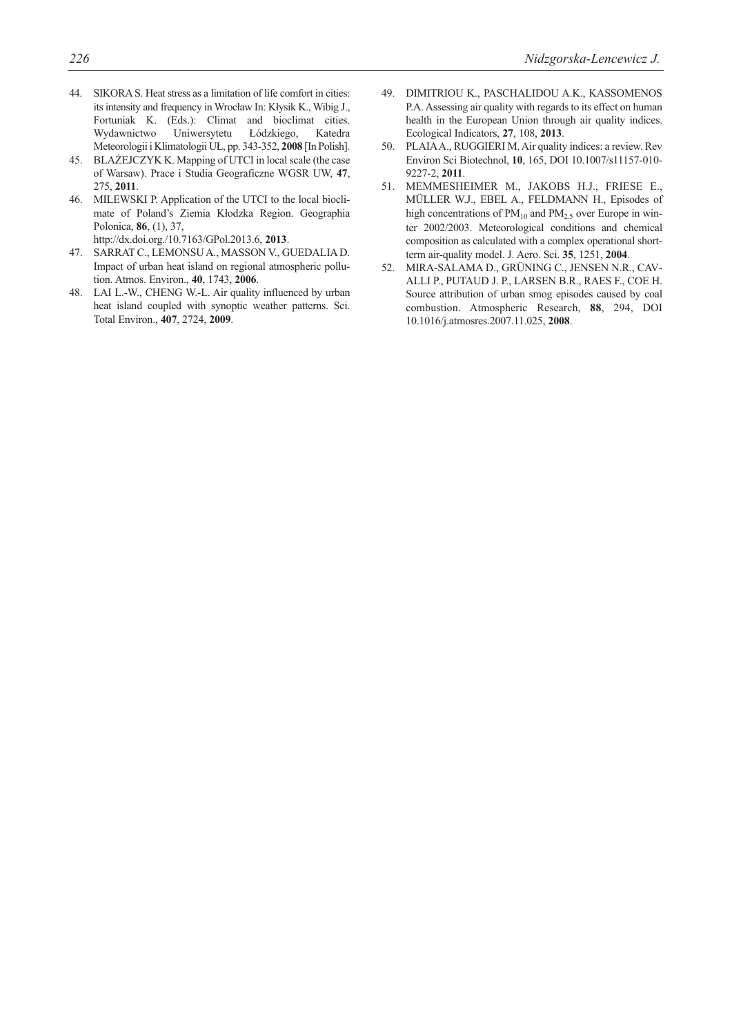44. SIKORA S. Heat stress as a limitation of life comfort in cities: its intensity and frequency in Wrocław In: Kłysik K., Wibig J., Fortuniak K. (Eds.): Climat and bioclimat cities. Wydawnictwo Uniwersytetu Łódzkiego, Katedra Meteorologii i Klimatologii UŁ, pp. 343-352, **2008** [In Polish].
45. BLAŻEJCZYK K. Mapping of UTCI in local scale (the case of Warsaw). Prace i Studia Geograficzne WGSR UW, **47**, 275, **2011**.
46. MILEWSKI P. Application of the UTCI to the local bioclimate of Poland's Ziemia Kłodzka Region. Geographia Polonica, **86**, (1), 37, http://dx.doi.org./10.7163/GPol.2013.6, **2013**.
47. SARRAT C., LEMONSU A., MASSON V., GUEDALIA D. Impact of urban heat island on regional atmospheric pollution. Atmos. Environ., **40**, 1743, **2006**.
48. LAI L.-W., CHENG W.-L. Air quality influenced by urban heat island coupled with synoptic weather patterns. Sci. Total Environ., **407**, 2724, **2009**.
49. DIMITRIOU K., PASCHALIDOU A.K., KASSOMENOS P.A. Assessing air quality with regards to its effect on human health in the European Union through air quality indices. Ecological Indicators, **27**, 108, **2013**.
50. PLAIA A., RUGGIERI M. Air quality indices: a review. Rev Environ Sci Biotechnol, **10**, 165, DOI 10.1007/s11157-010-9227-2, **2011**.
51. MEMMESHEIMER M., JAKOBS H.J., FRIESE E., MÜLLER W.J., EBEL A., FELDMANN H., Episodes of high concentrations of $PM_{10}$ and $PM_{2.5}$ over Europe in winter 2002/2003. Meteorological conditions and chemical composition as calculated with a complex operational short-term air-quality model. J. Aero. Sci. **35**, 1251, **2004**.
52. MIRA-SALAMA D., GRÜNING C., JENSEN N.R., CAVALLI P., PUTAUD J. P., LARSEN B.R., RAES F., COE H. Source attribution of urban smog episodes caused by coal combustion. Atmospheric Research, **88**, 294, DOI 10.1016/j.atmosres.2007.11.025, **2008**.